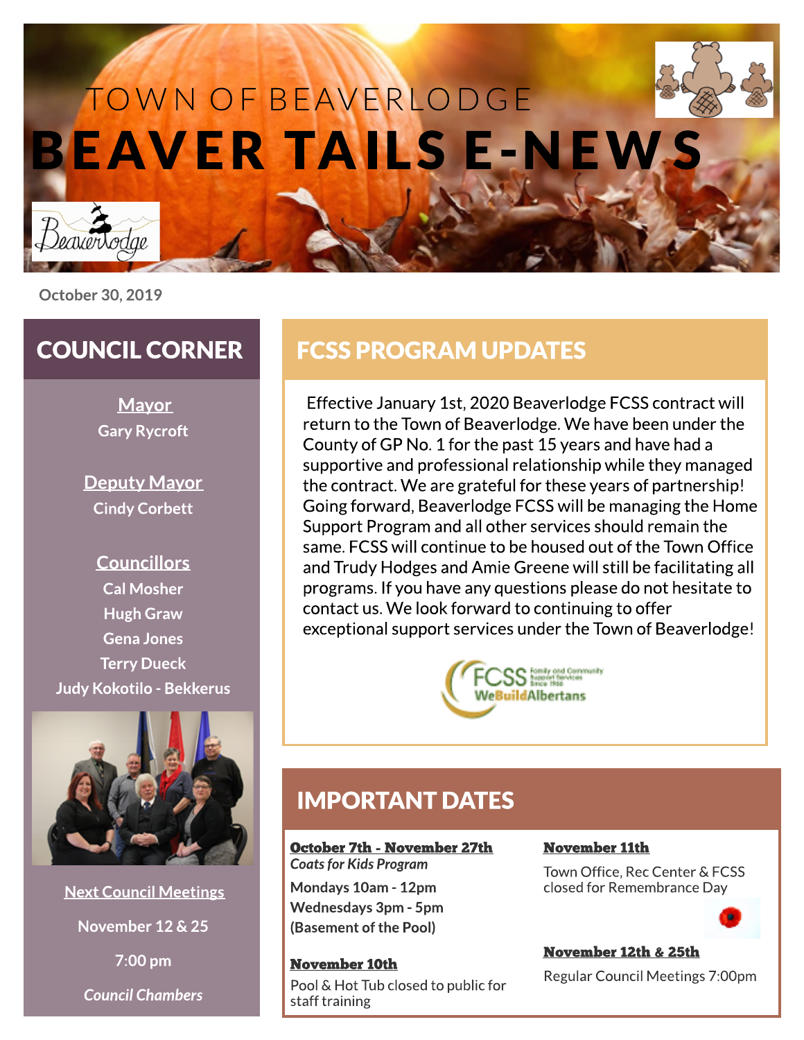TOWN OF BEAVERLODGE

# BEAVER TAILS E-NEWS

October 30, 2019

## COUNCIL CORNER

**Mayor**
Gary Rycroft

**Deputy Mayor**
Cindy Corbett

**Councillors**
Cal Mosher
Hugh Graw
Gena Jones
Terry Dueck
Judy Kokotilo - Bekkerus

**Next Council Meetings**

November 12 & 25

7:00 pm

*Council Chambers*

## FCSS PROGRAM UPDATES

Effective January 1st, 2020 Beaverlodge FCSS contract will return to the Town of Beaverlodge. We have been under the County of GP No. 1 for the past 15 years and have had a supportive and professional relationship while they managed the contract. We are grateful for these years of partnership! Going forward, Beaverlodge FCSS will be managing the Home Support Program and all other services should remain the same. FCSS will continue to be housed out of the Town Office and Trudy Hodges and Amie Greene will still be facilitating all programs. If you have any questions please do not hesitate to contact us. We look forward to continuing to offer exceptional support services under the Town of Beaverlodge!

## IMPORTANT DATES

**October 7th - November 27th**
*Coats for Kids Program*
Mondays 10am - 12pm
Wednesdays 3pm - 5pm
(Basement of the Pool)

**November 10th**
Pool & Hot Tub closed to public for staff training

**November 11th**
Town Office, Rec Center & FCSS closed for Remembrance Day

**November 12th & 25th**
Regular Council Meetings 7:00pm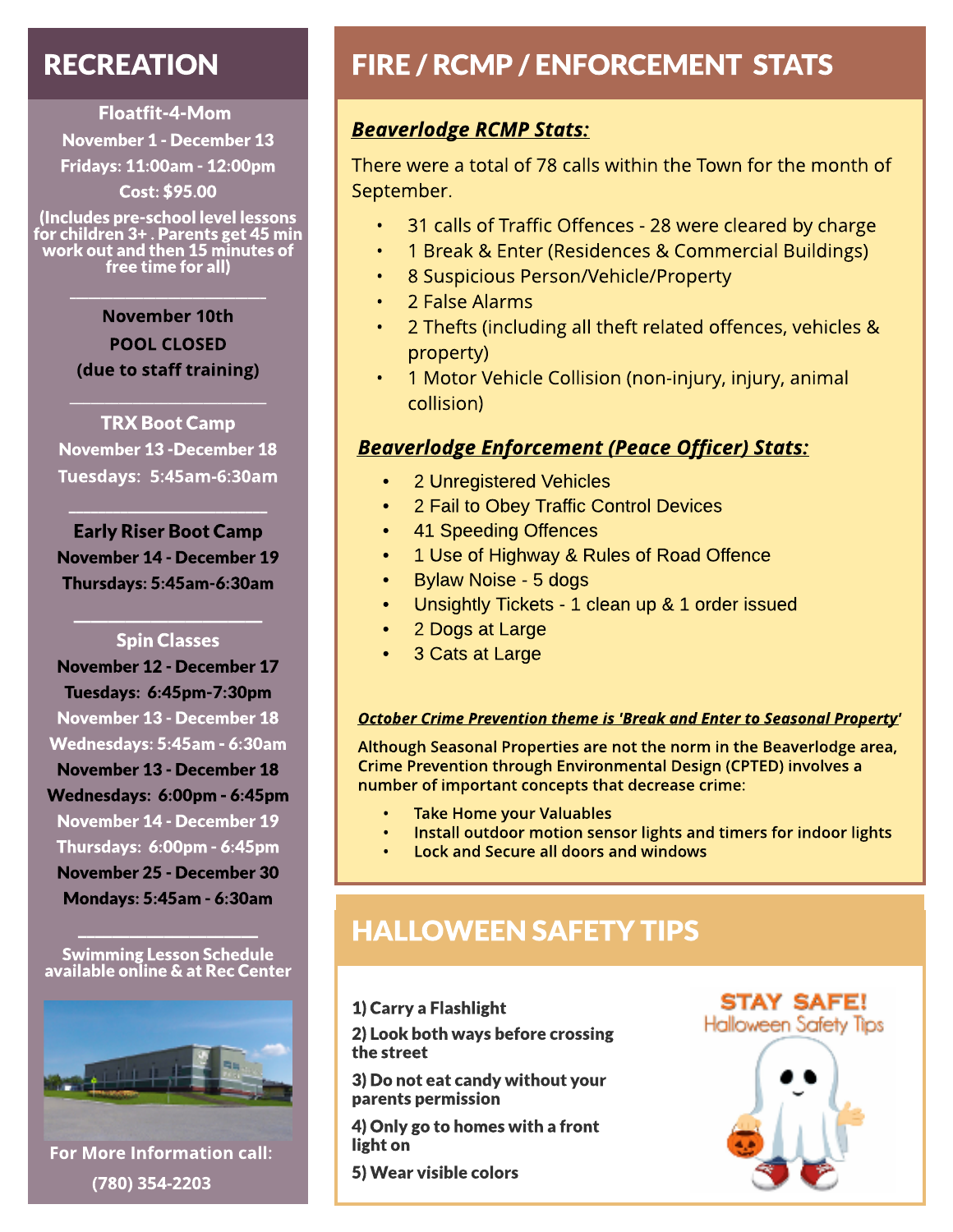## RECREATION

**Floatfit-4-Mom**

**November 1 - December 13**

**Fridays: 11:00am - 12:00pm**

**Cost: $95.00**

**(Includes pre-school level lessons for children 3+ . Parents get 45 min work out and then 15 minutes of free time for all)**

---

**November 10th**

**POOL CLOSED**

**(due to staff training)**

---

**TRX Boot Camp**

**November 13 -December 18**

**Tuesdays: 5:45am-6:30am**

---

**Early Riser Boot Camp**

**November 14 - December 19**

**Thursdays: 5:45am-6:30am**

---

**Spin Classes**

**November 12 - December 17**

**Tuesdays: 6:45pm-7:30pm**

**November 13 - December 18**

**Wednesdays: 5:45am - 6:30am**

**November 13 - December 18**

**Wednesdays: 6:00pm - 6:45pm**

**November 14 - December 19**

**Thursdays: 6:00pm - 6:45pm**

**November 25 - December 30**

**Mondays: 5:45am - 6:30am**

---

**Swimming Lesson Schedule available online & at Rec Center**

**For More Information call:**

**(780) 354-2203**

## FIRE / RCMP / ENFORCEMENT STATS

### ***Beaverlodge RCMP Stats:***

There were a total of 78 calls within the Town for the month of September.

- 31 calls of Traffic Offences - 28 were cleared by charge
- 1 Break & Enter (Residences & Commercial Buildings)
- 8 Suspicious Person/Vehicle/Property
- 2 False Alarms
- 2 Thefts (including all theft related offences, vehicles & property)
- 1 Motor Vehicle Collision (non-injury, injury, animal collision)

### ***Beaverlodge Enforcement (Peace Officer) Stats:***

- 2 Unregistered Vehicles
- 2 Fail to Obey Traffic Control Devices
- 41 Speeding Offences
- 1 Use of Highway & Rules of Road Offence
- Bylaw Noise - 5 dogs
- Unsightly Tickets - 1 clean up & 1 order issued
- 2 Dogs at Large
- 3 Cats at Large

***October Crime Prevention theme is 'Break and Enter to Seasonal Property'***

**Although Seasonal Properties are not the norm in the Beaverlodge area, Crime Prevention through Environmental Design (CPTED) involves a number of important concepts that decrease crime:**

- **Take Home your Valuables**
- **Install outdoor motion sensor lights and timers for indoor lights**
- **Lock and Secure all doors and windows**

## HALLOWEEN SAFETY TIPS

**1) Carry a Flashlight**

**2) Look both ways before crossing the street**

**3) Do not eat candy without your parents permission**

**4) Only go to homes with a front light on**

**5) Wear visible colors**

STAY SAFE!
Halloween Safety Tips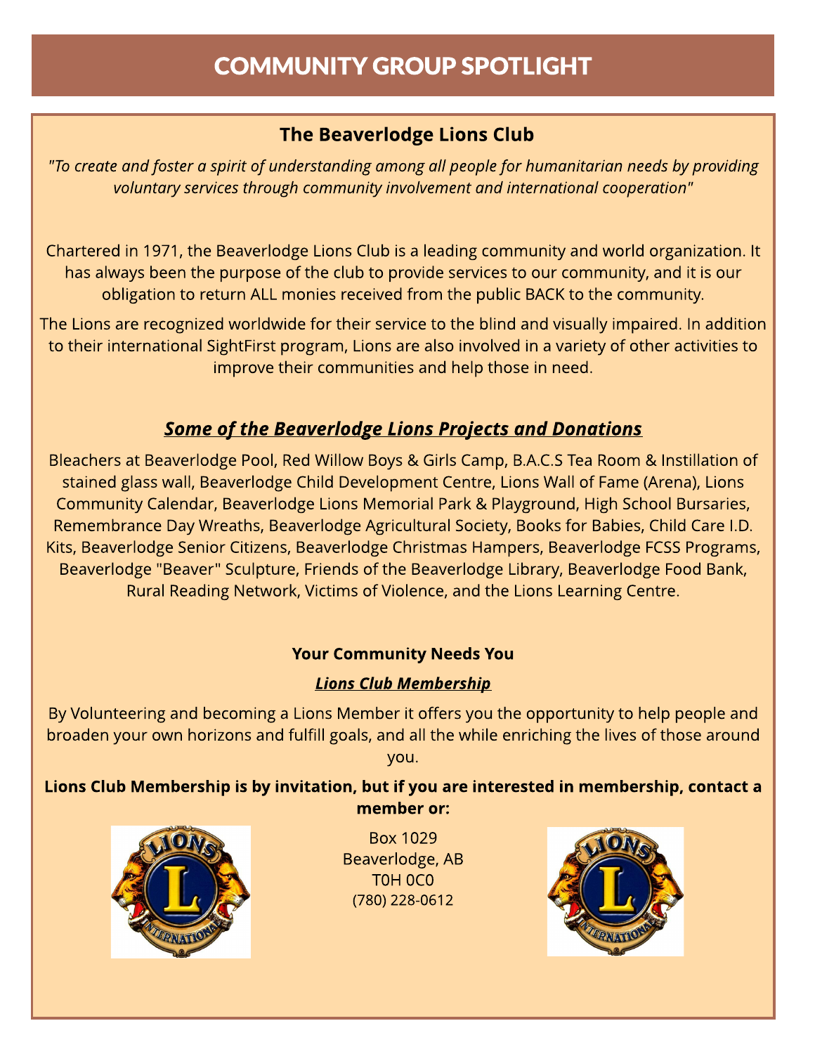# COMMUNITY GROUP SPOTLIGHT

## The Beaverlodge Lions Club

*"To create and foster a spirit of understanding among all people for humanitarian needs by providing voluntary services through community involvement and international cooperation"*

Chartered in 1971, the Beaverlodge Lions Club is a leading community and world organization. It has always been the purpose of the club to provide services to our community, and it is our obligation to return ALL monies received from the public BACK to the community.

The Lions are recognized worldwide for their service to the blind and visually impaired. In addition to their international SightFirst program, Lions are also involved in a variety of other activities to improve their communities and help those in need.

### ***Some of the Beaverlodge Lions Projects and Donations***

Bleachers at Beaverlodge Pool, Red Willow Boys & Girls Camp, B.A.C.S Tea Room & Instillation of stained glass wall, Beaverlodge Child Development Centre, Lions Wall of Fame (Arena), Lions Community Calendar, Beaverlodge Lions Memorial Park & Playground, High School Bursaries, Remembrance Day Wreaths, Beaverlodge Agricultural Society, Books for Babies, Child Care I.D. Kits, Beaverlodge Senior Citizens, Beaverlodge Christmas Hampers, Beaverlodge FCSS Programs, Beaverlodge "Beaver" Sculpture, Friends of the Beaverlodge Library, Beaverlodge Food Bank, Rural Reading Network, Victims of Violence, and the Lions Learning Centre.

**Your Community Needs You**

***Lions Club Membership***

By Volunteering and becoming a Lions Member it offers you the opportunity to help people and broaden your own horizons and fulfill goals, and all the while enriching the lives of those around you.

**Lions Club Membership is by invitation, but if you are interested in membership, contact a member or:**

Box 1029
Beaverlodge, AB
T0H 0C0
(780) 228-0612